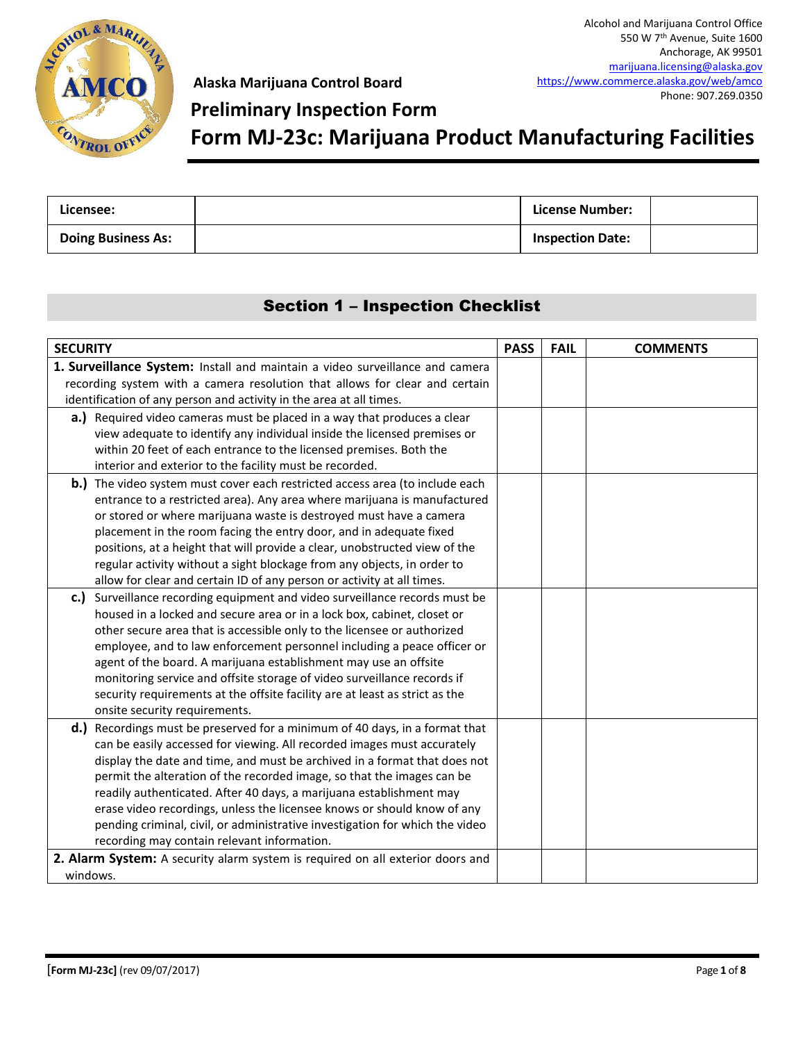Alcohol and Marijuana Control Office
550 W 7th Avenue, Suite 1600
Anchorage, AK 99501
marijuana.licensing@alaska.gov
https://www.commerce.alaska.gov/web/amco
Phone: 907.269.0350

**Alaska Marijuana Control Board**

# Preliminary Inspection Form

# Form MJ-23c: Marijuana Product Manufacturing Facilities

| **Licensee:** | | **License Number:** | |
|---|---|---|---|
| **Doing Business As:** | | **Inspection Date:** | |

## Section 1 – Inspection Checklist

| SECURITY | PASS | FAIL | COMMENTS |
|---|---|---|---|
| **1. Surveillance System:** Install and maintain a video surveillance and camera recording system with a camera resolution that allows for clear and certain identification of any person and activity in the area at all times. | | | |
| **a.)** Required video cameras must be placed in a way that produces a clear view adequate to identify any individual inside the licensed premises or within 20 feet of each entrance to the licensed premises. Both the interior and exterior to the facility must be recorded. | | | |
| **b.)** The video system must cover each restricted access area (to include each entrance to a restricted area). Any area where marijuana is manufactured or stored or where marijuana waste is destroyed must have a camera placement in the room facing the entry door, and in adequate fixed positions, at a height that will provide a clear, unobstructed view of the regular activity without a sight blockage from any objects, in order to allow for clear and certain ID of any person or activity at all times. | | | |
| **c.)** Surveillance recording equipment and video surveillance records must be housed in a locked and secure area or in a lock box, cabinet, closet or other secure area that is accessible only to the licensee or authorized employee, and to law enforcement personnel including a peace officer or agent of the board. A marijuana establishment may use an offsite monitoring service and offsite storage of video surveillance records if security requirements at the offsite facility are at least as strict as the onsite security requirements. | | | |
| **d.)** Recordings must be preserved for a minimum of 40 days, in a format that can be easily accessed for viewing. All recorded images must accurately display the date and time, and must be archived in a format that does not permit the alteration of the recorded image, so that the images can be readily authenticated. After 40 days, a marijuana establishment may erase video recordings, unless the licensee knows or should know of any pending criminal, civil, or administrative investigation for which the video recording may contain relevant information. | | | |
| **2. Alarm System:** A security alarm system is required on all exterior doors and windows. | | | |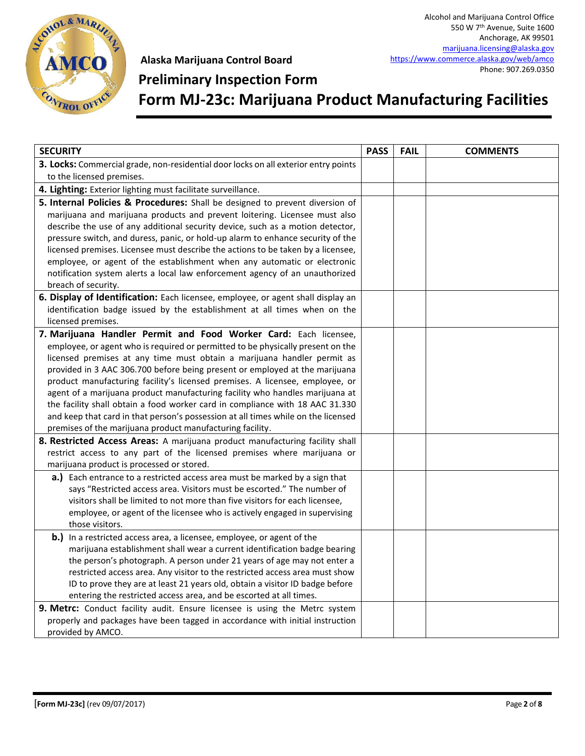Alcohol and Marijuana Control Office
550 W 7th Avenue, Suite 1600
Anchorage, AK 99501
marijuana.licensing@alaska.gov
https://www.commerce.alaska.gov/web/amco
Phone: 907.269.0350

**Alaska Marijuana Control Board**

# Preliminary Inspection Form

# Form MJ-23c: Marijuana Product Manufacturing Facilities

| SECURITY | PASS | FAIL | COMMENTS |
|---|---|---|---|
| **3. Locks:** Commercial grade, non-residential door locks on all exterior entry points to the licensed premises. | | | |
| **4. Lighting:** Exterior lighting must facilitate surveillance. | | | |
| **5. Internal Policies & Procedures:** Shall be designed to prevent diversion of marijuana and marijuana products and prevent loitering. Licensee must also describe the use of any additional security device, such as a motion detector, pressure switch, and duress, panic, or hold-up alarm to enhance security of the licensed premises. Licensee must describe the actions to be taken by a licensee, employee, or agent of the establishment when any automatic or electronic notification system alerts a local law enforcement agency of an unauthorized breach of security. | | | |
| **6. Display of Identification:** Each licensee, employee, or agent shall display an identification badge issued by the establishment at all times when on the licensed premises. | | | |
| **7. Marijuana Handler Permit and Food Worker Card:** Each licensee, employee, or agent who is required or permitted to be physically present on the licensed premises at any time must obtain a marijuana handler permit as provided in 3 AAC 306.700 before being present or employed at the marijuana product manufacturing facility's licensed premises. A licensee, employee, or agent of a marijuana product manufacturing facility who handles marijuana at the facility shall obtain a food worker card in compliance with 18 AAC 31.330 and keep that card in that person's possession at all times while on the licensed premises of the marijuana product manufacturing facility. | | | |
| **8. Restricted Access Areas:** A marijuana product manufacturing facility shall restrict access to any part of the licensed premises where marijuana or marijuana product is processed or stored. | | | |
| **a.)** Each entrance to a restricted access area must be marked by a sign that says "Restricted access area. Visitors must be escorted." The number of visitors shall be limited to not more than five visitors for each licensee, employee, or agent of the licensee who is actively engaged in supervising those visitors. | | | |
| **b.)** In a restricted access area, a licensee, employee, or agent of the marijuana establishment shall wear a current identification badge bearing the person's photograph. A person under 21 years of age may not enter a restricted access area. Any visitor to the restricted access area must show ID to prove they are at least 21 years old, obtain a visitor ID badge before entering the restricted access area, and be escorted at all times. | | | |
| **9. Metrc:** Conduct facility audit. Ensure licensee is using the Metrc system properly and packages have been tagged in accordance with initial instruction provided by AMCO. | | | |

[Form MJ-23c] (rev 09/07/2017)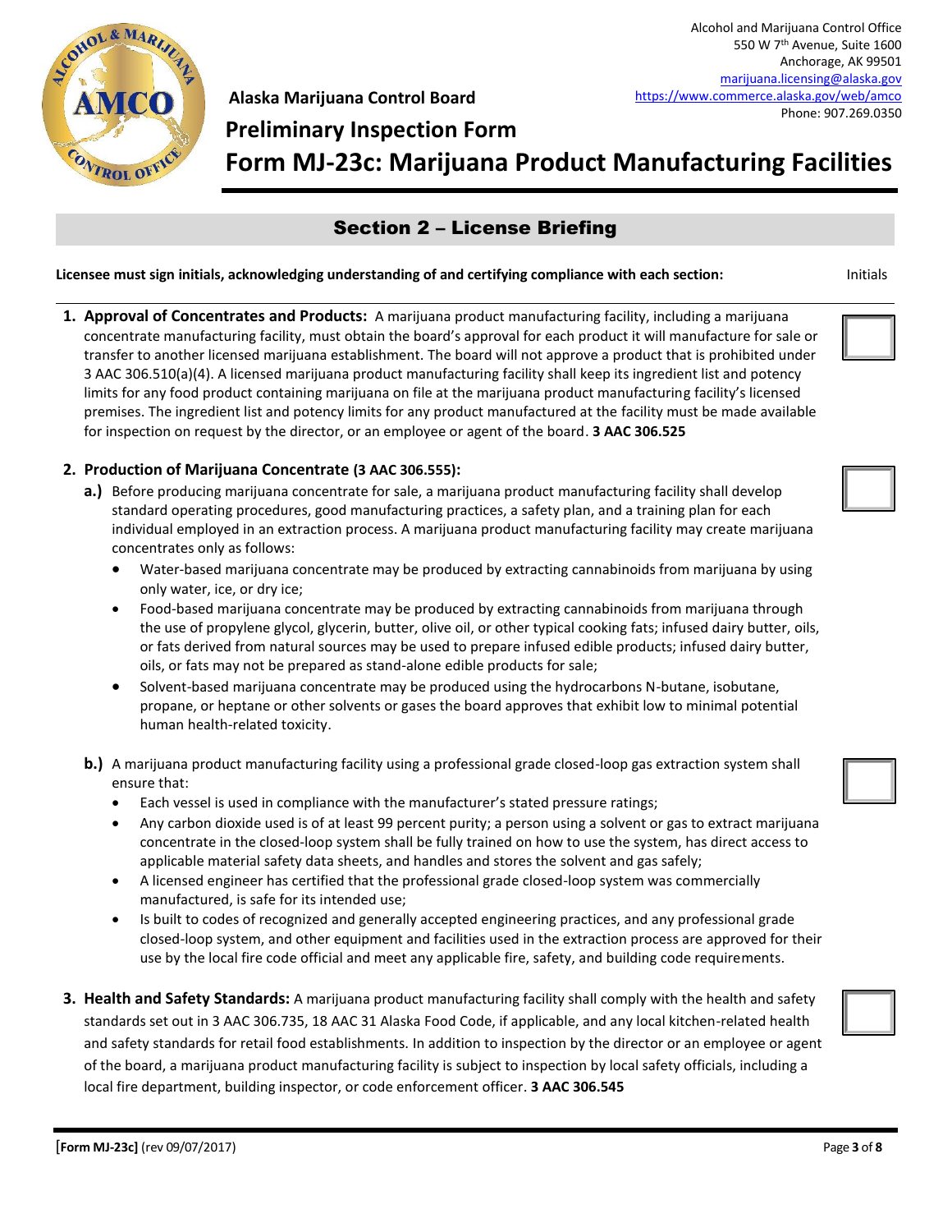Alcohol and Marijuana Control Office
550 W 7th Avenue, Suite 1600
Anchorage, AK 99501
marijuana.licensing@alaska.gov
https://www.commerce.alaska.gov/web/amco
Phone: 907.269.0350

**Alaska Marijuana Control Board**

# Preliminary Inspection Form

# Form MJ-23c: Marijuana Product Manufacturing Facilities

## Section 2 – License Briefing

**Licensee must sign initials, acknowledging understanding of and certifying compliance with each section:** Initials

1. **Approval of Concentrates and Products:** A marijuana product manufacturing facility, including a marijuana concentrate manufacturing facility, must obtain the board's approval for each product it will manufacture for sale or transfer to another licensed marijuana establishment. The board will not approve a product that is prohibited under 3 AAC 306.510(a)(4). A licensed marijuana product manufacturing facility shall keep its ingredient list and potency limits for any food product containing marijuana on file at the marijuana product manufacturing facility's licensed premises. The ingredient list and potency limits for any product manufactured at the facility must be made available for inspection on request by the director, or an employee or agent of the board. **3 AAC 306.525** ☐

2. **Production of Marijuana Concentrate (3 AAC 306.555):**
   **a.)** Before producing marijuana concentrate for sale, a marijuana product manufacturing facility shall develop standard operating procedures, good manufacturing practices, a safety plan, and a training plan for each individual employed in an extraction process. A marijuana product manufacturing facility may create marijuana concentrates only as follows: ☐
   - Water-based marijuana concentrate may be produced by extracting cannabinoids from marijuana by using only water, ice, or dry ice;
   - Food-based marijuana concentrate may be produced by extracting cannabinoids from marijuana through the use of propylene glycol, glycerin, butter, olive oil, or other typical cooking fats; infused dairy butter, oils, or fats derived from natural sources may be used to prepare infused edible products; infused dairy butter, oils, or fats may not be prepared as stand-alone edible products for sale;
   - Solvent-based marijuana concentrate may be produced using the hydrocarbons N-butane, isobutane, propane, or heptane or other solvents or gases the board approves that exhibit low to minimal potential human health-related toxicity.

   **b.)** A marijuana product manufacturing facility using a professional grade closed-loop gas extraction system shall ensure that: ☐
   - Each vessel is used in compliance with the manufacturer's stated pressure ratings;
   - Any carbon dioxide used is of at least 99 percent purity; a person using a solvent or gas to extract marijuana concentrate in the closed-loop system shall be fully trained on how to use the system, has direct access to applicable material safety data sheets, and handles and stores the solvent and gas safely;
   - A licensed engineer has certified that the professional grade closed-loop system was commercially manufactured, is safe for its intended use;
   - Is built to codes of recognized and generally accepted engineering practices, and any professional grade closed-loop system, and other equipment and facilities used in the extraction process are approved for their use by the local fire code official and meet any applicable fire, safety, and building code requirements.

3. **Health and Safety Standards:** A marijuana product manufacturing facility shall comply with the health and safety standards set out in 3 AAC 306.735, 18 AAC 31 Alaska Food Code, if applicable, and any local kitchen-related health and safety standards for retail food establishments. In addition to inspection by the director or an employee or agent of the board, a marijuana product manufacturing facility is subject to inspection by local safety officials, including a local fire department, building inspector, or code enforcement officer. **3 AAC 306.545** ☐

**[Form MJ-23c]** (rev 09/07/2017)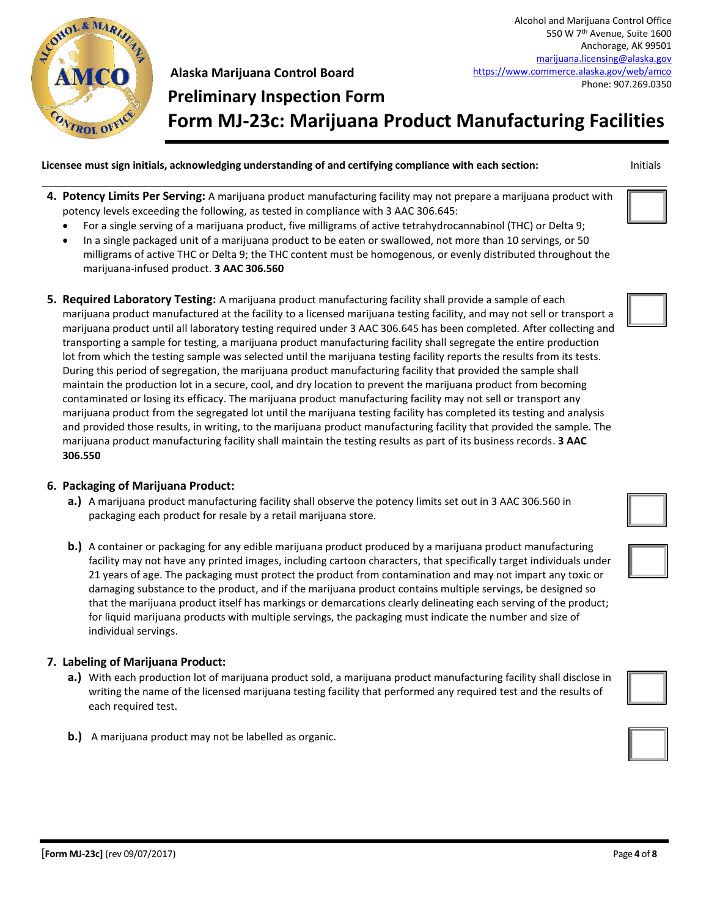**Alaska Marijuana Control Board**

Alcohol and Marijuana Control Office
550 W 7th Avenue, Suite 1600
Anchorage, AK 99501
marijuana.licensing@alaska.gov
https://www.commerce.alaska.gov/web/amco
Phone: 907.269.0350

# Preliminary Inspection Form

# Form MJ-23c: Marijuana Product Manufacturing Facilities

**Licensee must sign initials, acknowledging understanding of and certifying compliance with each section:** Initials

4. **Potency Limits Per Serving:** A marijuana product manufacturing facility may not prepare a marijuana product with potency levels exceeding the following, as tested in compliance with 3 AAC 306.645:
   - For a single serving of a marijuana product, five milligrams of active tetrahydrocannabinol (THC) or Delta 9;
   - In a single packaged unit of a marijuana product to be eaten or swallowed, not more than 10 servings, or 50 milligrams of active THC or Delta 9; the THC content must be homogenous, or evenly distributed throughout the marijuana-infused product. **3 AAC 306.560**

5. **Required Laboratory Testing:** A marijuana product manufacturing facility shall provide a sample of each marijuana product manufactured at the facility to a licensed marijuana testing facility, and may not sell or transport a marijuana product until all laboratory testing required under 3 AAC 306.645 has been completed. After collecting and transporting a sample for testing, a marijuana product manufacturing facility shall segregate the entire production lot from which the testing sample was selected until the marijuana testing facility reports the results from its tests. During this period of segregation, the marijuana product manufacturing facility that provided the sample shall maintain the production lot in a secure, cool, and dry location to prevent the marijuana product from becoming contaminated or losing its efficacy. The marijuana product manufacturing facility may not sell or transport any marijuana product from the segregated lot until the marijuana testing facility has completed its testing and analysis and provided those results, in writing, to the marijuana product manufacturing facility that provided the sample. The marijuana product manufacturing facility shall maintain the testing results as part of its business records. **3 AAC 306.550**

6. **Packaging of Marijuana Product:**
   - **a.)** A marijuana product manufacturing facility shall observe the potency limits set out in 3 AAC 306.560 in packaging each product for resale by a retail marijuana store.
   - **b.)** A container or packaging for any edible marijuana product produced by a marijuana product manufacturing facility may not have any printed images, including cartoon characters, that specifically target individuals under 21 years of age. The packaging must protect the product from contamination and may not impart any toxic or damaging substance to the product, and if the marijuana product contains multiple servings, be designed so that the marijuana product itself has markings or demarcations clearly delineating each serving of the product; for liquid marijuana products with multiple servings, the packaging must indicate the number and size of individual servings.

7. **Labeling of Marijuana Product:**
   - **a.)** With each production lot of marijuana product sold, a marijuana product manufacturing facility shall disclose in writing the name of the licensed marijuana testing facility that performed any required test and the results of each required test.
   - **b.)** A marijuana product may not be labelled as organic.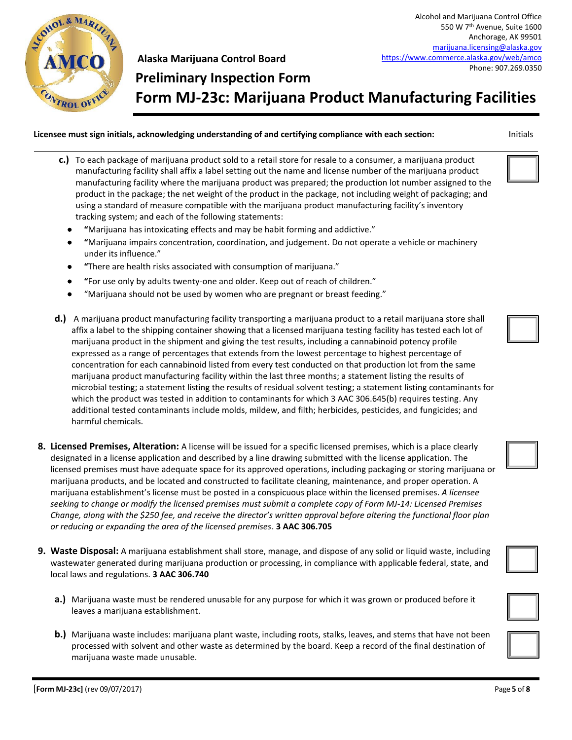**Alaska Marijuana Control Board**

## Preliminary Inspection Form

# Form MJ-23c: Marijuana Product Manufacturing Facilities

Alcohol and Marijuana Control Office
550 W 7th Avenue, Suite 1600
Anchorage, AK 99501
marijuana.licensing@alaska.gov
https://www.commerce.alaska.gov/web/amco
Phone: 907.269.0350

**Licensee must sign initials, acknowledging understanding of and certifying compliance with each section:** Initials

**c.)** To each package of marijuana product sold to a retail store for resale to a consumer, a marijuana product manufacturing facility shall affix a label setting out the name and license number of the marijuana product manufacturing facility where the marijuana product was prepared; the production lot number assigned to the product in the package; the net weight of the product in the package, not including weight of packaging; and using a standard of measure compatible with the marijuana product manufacturing facility's inventory tracking system; and each of the following statements:

- "Marijuana has intoxicating effects and may be habit forming and addictive."
- "Marijuana impairs concentration, coordination, and judgement. Do not operate a vehicle or machinery under its influence."
- "There are health risks associated with consumption of marijuana."
- "For use only by adults twenty-one and older. Keep out of reach of children."
- "Marijuana should not be used by women who are pregnant or breast feeding."

**d.)** A marijuana product manufacturing facility transporting a marijuana product to a retail marijuana store shall affix a label to the shipping container showing that a licensed marijuana testing facility has tested each lot of marijuana product in the shipment and giving the test results, including a cannabinoid potency profile expressed as a range of percentages that extends from the lowest percentage to highest percentage of concentration for each cannabinoid listed from every test conducted on that production lot from the same marijuana product manufacturing facility within the last three months; a statement listing the results of microbial testing; a statement listing the results of residual solvent testing; a statement listing contaminants for which the product was tested in addition to contaminants for which 3 AAC 306.645(b) requires testing. Any additional tested contaminants include molds, mildew, and filth; herbicides, pesticides, and fungicides; and harmful chemicals.

**8. Licensed Premises, Alteration:** A license will be issued for a specific licensed premises, which is a place clearly designated in a license application and described by a line drawing submitted with the license application. The licensed premises must have adequate space for its approved operations, including packaging or storing marijuana or marijuana products, and be located and constructed to facilitate cleaning, maintenance, and proper operation. A marijuana establishment's license must be posted in a conspicuous place within the licensed premises. *A licensee seeking to change or modify the licensed premises must submit a complete copy of Form MJ-14: Licensed Premises Change, along with the $250 fee, and receive the director's written approval before altering the functional floor plan or reducing or expanding the area of the licensed premises*. **3 AAC 306.705**

**9. Waste Disposal:** A marijuana establishment shall store, manage, and dispose of any solid or liquid waste, including wastewater generated during marijuana production or processing, in compliance with applicable federal, state, and local laws and regulations. **3 AAC 306.740**

**a.)** Marijuana waste must be rendered unusable for any purpose for which it was grown or produced before it leaves a marijuana establishment.

**b.)** Marijuana waste includes: marijuana plant waste, including roots, stalks, leaves, and stems that have not been processed with solvent and other waste as determined by the board. Keep a record of the final destination of marijuana waste made unusable.

**[Form MJ-23c]** (rev 09/07/2017)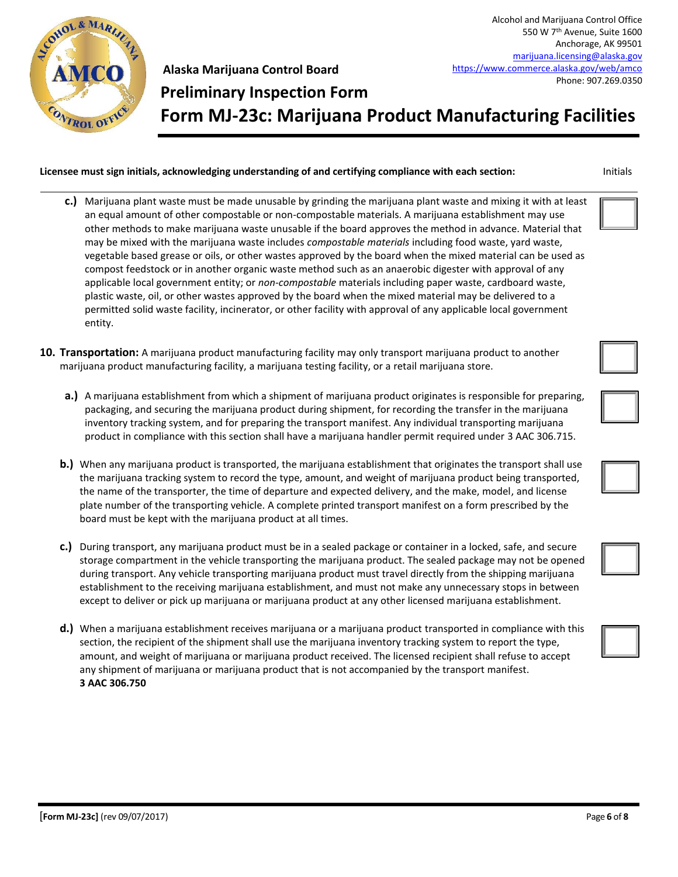Alcohol and Marijuana Control Office
550 W 7th Avenue, Suite 1600
Anchorage, AK 99501
marijuana.licensing@alaska.gov
https://www.commerce.alaska.gov/web/amco
Phone: 907.269.0350

**Alaska Marijuana Control Board**

# Preliminary Inspection Form

# Form MJ-23c: Marijuana Product Manufacturing Facilities

**Licensee must sign initials, acknowledging understanding of and certifying compliance with each section:** Initials

**c.)** Marijuana plant waste must be made unusable by grinding the marijuana plant waste and mixing it with at least an equal amount of other compostable or non-compostable materials. A marijuana establishment may use other methods to make marijuana waste unusable if the board approves the method in advance. Material that may be mixed with the marijuana waste includes *compostable materials* including food waste, yard waste, vegetable based grease or oils, or other wastes approved by the board when the mixed material can be used as compost feedstock or in another organic waste method such as an anaerobic digester with approval of any applicable local government entity; or *non-compostable* materials including paper waste, cardboard waste, plastic waste, oil, or other wastes approved by the board when the mixed material may be delivered to a permitted solid waste facility, incinerator, or other facility with approval of any applicable local government entity. ☐

**10. Transportation:** A marijuana product manufacturing facility may only transport marijuana product to another marijuana product manufacturing facility, a marijuana testing facility, or a retail marijuana store. ☐

**a.)** A marijuana establishment from which a shipment of marijuana product originates is responsible for preparing, packaging, and securing the marijuana product during shipment, for recording the transfer in the marijuana inventory tracking system, and for preparing the transport manifest. Any individual transporting marijuana product in compliance with this section shall have a marijuana handler permit required under 3 AAC 306.715. ☐

**b.)** When any marijuana product is transported, the marijuana establishment that originates the transport shall use the marijuana tracking system to record the type, amount, and weight of marijuana product being transported, the name of the transporter, the time of departure and expected delivery, and the make, model, and license plate number of the transporting vehicle. A complete printed transport manifest on a form prescribed by the board must be kept with the marijuana product at all times. ☐

**c.)** During transport, any marijuana product must be in a sealed package or container in a locked, safe, and secure storage compartment in the vehicle transporting the marijuana product. The sealed package may not be opened during transport. Any vehicle transporting marijuana product must travel directly from the shipping marijuana establishment to the receiving marijuana establishment, and must not make any unnecessary stops in between except to deliver or pick up marijuana or marijuana product at any other licensed marijuana establishment. ☐

**d.)** When a marijuana establishment receives marijuana or a marijuana product transported in compliance with this section, the recipient of the shipment shall use the marijuana inventory tracking system to report the type, amount, and weight of marijuana or marijuana product received. The licensed recipient shall refuse to accept any shipment of marijuana or marijuana product that is not accompanied by the transport manifest.
**3 AAC 306.750** ☐

**[Form MJ-23c]** (rev 09/07/2017)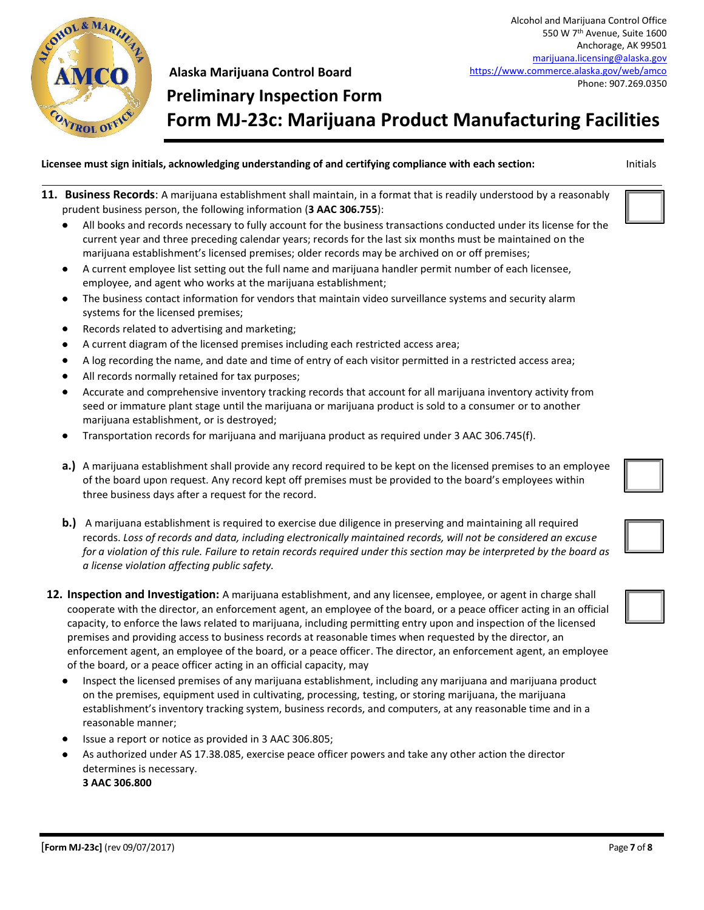Alcohol and Marijuana Control Office
550 W 7th Avenue, Suite 1600
Anchorage, AK 99501
marijuana.licensing@alaska.gov
https://www.commerce.alaska.gov/web/amco
Phone: 907.269.0350

**Alaska Marijuana Control Board**

# Preliminary Inspection Form

# Form MJ-23c: Marijuana Product Manufacturing Facilities

**Licensee must sign initials, acknowledging understanding of and certifying compliance with each section:** Initials

**11. Business Records**: A marijuana establishment shall maintain, in a format that is readily understood by a reasonably prudent business person, the following information (**3 AAC 306.755**):

- All books and records necessary to fully account for the business transactions conducted under its license for the current year and three preceding calendar years; records for the last six months must be maintained on the marijuana establishment's licensed premises; older records may be archived on or off premises;
- A current employee list setting out the full name and marijuana handler permit number of each licensee, employee, and agent who works at the marijuana establishment;
- The business contact information for vendors that maintain video surveillance systems and security alarm systems for the licensed premises;
- Records related to advertising and marketing;
- A current diagram of the licensed premises including each restricted access area;
- A log recording the name, and date and time of entry of each visitor permitted in a restricted access area;
- All records normally retained for tax purposes;
- Accurate and comprehensive inventory tracking records that account for all marijuana inventory activity from seed or immature plant stage until the marijuana or marijuana product is sold to a consumer or to another marijuana establishment, or is destroyed;
- Transportation records for marijuana and marijuana product as required under 3 AAC 306.745(f).

**a.)** A marijuana establishment shall provide any record required to be kept on the licensed premises to an employee of the board upon request. Any record kept off premises must be provided to the board's employees within three business days after a request for the record.

**b.)** A marijuana establishment is required to exercise due diligence in preserving and maintaining all required records. *Loss of records and data, including electronically maintained records, will not be considered an excuse for a violation of this rule. Failure to retain records required under this section may be interpreted by the board as a license violation affecting public safety.*

**12. Inspection and Investigation:** A marijuana establishment, and any licensee, employee, or agent in charge shall cooperate with the director, an enforcement agent, an employee of the board, or a peace officer acting in an official capacity, to enforce the laws related to marijuana, including permitting entry upon and inspection of the licensed premises and providing access to business records at reasonable times when requested by the director, an enforcement agent, an employee of the board, or a peace officer. The director, an enforcement agent, an employee of the board, or a peace officer acting in an official capacity, may

- Inspect the licensed premises of any marijuana establishment, including any marijuana and marijuana product on the premises, equipment used in cultivating, processing, testing, or storing marijuana, the marijuana establishment's inventory tracking system, business records, and computers, at any reasonable time and in a reasonable manner;
- Issue a report or notice as provided in 3 AAC 306.805;
- As authorized under AS 17.38.085, exercise peace officer powers and take any other action the director determines is necessary.

**3 AAC 306.800**

**[Form MJ-23c]** (rev 09/07/2017)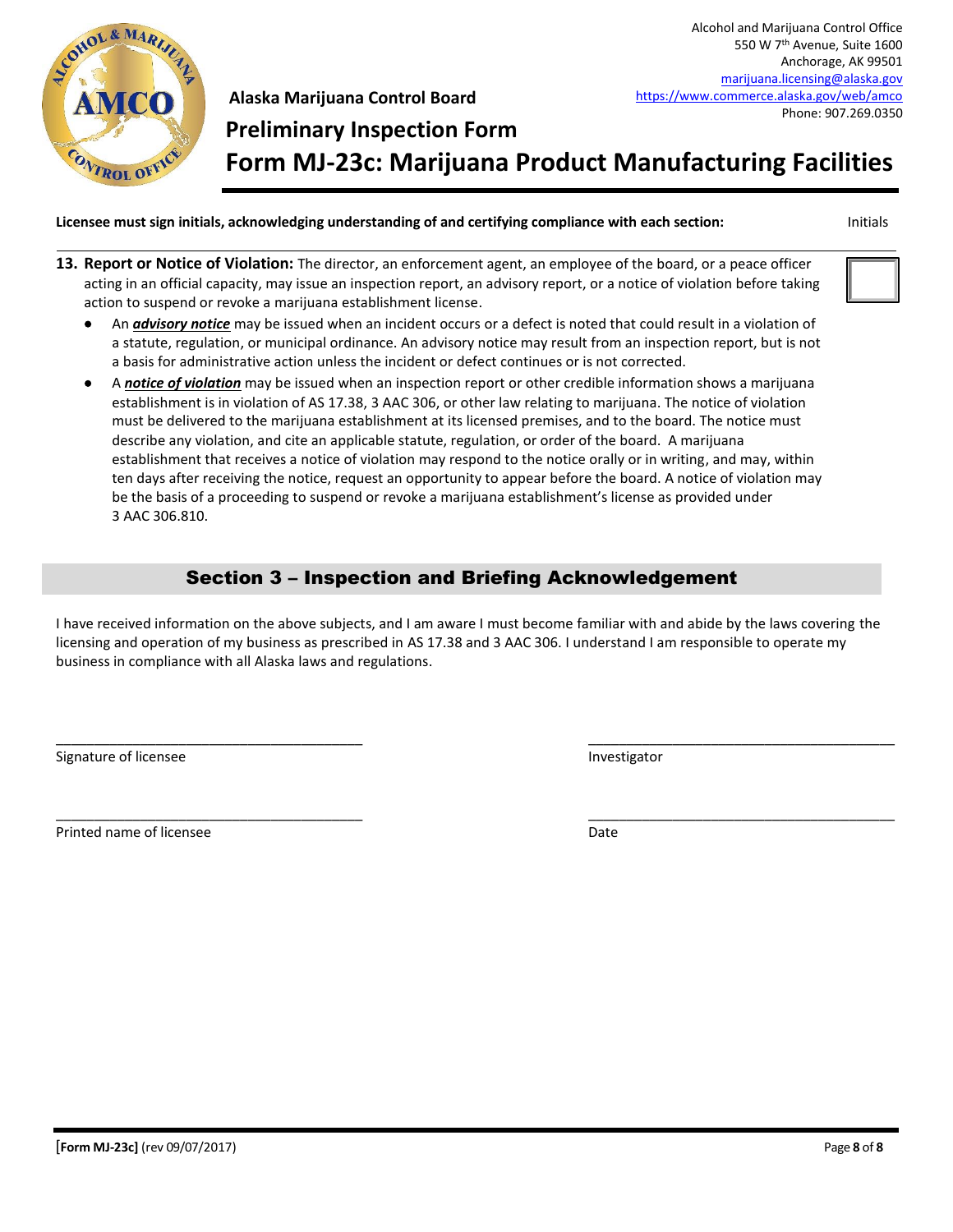Alcohol and Marijuana Control Office
550 W 7th Avenue, Suite 1600
Anchorage, AK 99501
marijuana.licensing@alaska.gov
https://www.commerce.alaska.gov/web/amco
Phone: 907.269.0350

**Alaska Marijuana Control Board**

# Preliminary Inspection Form

# Form MJ-23c: Marijuana Product Manufacturing Facilities

**Licensee must sign initials, acknowledging understanding of and certifying compliance with each section:** Initials

**13. Report or Notice of Violation:** The director, an enforcement agent, an employee of the board, or a peace officer acting in an official capacity, may issue an inspection report, an advisory report, or a notice of violation before taking action to suspend or revoke a marijuana establishment license.

- An ***advisory notice*** may be issued when an incident occurs or a defect is noted that could result in a violation of a statute, regulation, or municipal ordinance. An advisory notice may result from an inspection report, but is not a basis for administrative action unless the incident or defect continues or is not corrected.
- A ***notice of violation*** may be issued when an inspection report or other credible information shows a marijuana establishment is in violation of AS 17.38, 3 AAC 306, or other law relating to marijuana. The notice of violation must be delivered to the marijuana establishment at its licensed premises, and to the board. The notice must describe any violation, and cite an applicable statute, regulation, or order of the board. A marijuana establishment that receives a notice of violation may respond to the notice orally or in writing, and may, within ten days after receiving the notice, request an opportunity to appear before the board. A notice of violation may be the basis of a proceeding to suspend or revoke a marijuana establishment's license as provided under 3 AAC 306.810.

## Section 3 – Inspection and Briefing Acknowledgement

I have received information on the above subjects, and I am aware I must become familiar with and abide by the laws covering the licensing and operation of my business as prescribed in AS 17.38 and 3 AAC 306. I understand I am responsible to operate my business in compliance with all Alaska laws and regulations.

\_\_\_\_\_\_\_\_\_\_\_\_\_\_\_\_\_\_\_\_\_\_\_\_\_\_\_\_\_\_\_\_\_\_\_\_\_\_\_\_
Signature of licensee

\_\_\_\_\_\_\_\_\_\_\_\_\_\_\_\_\_\_\_\_\_\_\_\_\_\_\_\_\_\_\_\_\_\_\_\_\_\_\_\_
Investigator

\_\_\_\_\_\_\_\_\_\_\_\_\_\_\_\_\_\_\_\_\_\_\_\_\_\_\_\_\_\_\_\_\_\_\_\_\_\_\_\_
Printed name of licensee

\_\_\_\_\_\_\_\_\_\_\_\_\_\_\_\_\_\_\_\_\_\_\_\_\_\_\_\_\_\_\_\_\_\_\_\_\_\_\_\_
Date

**[Form MJ-23c]** (rev 09/07/2017)